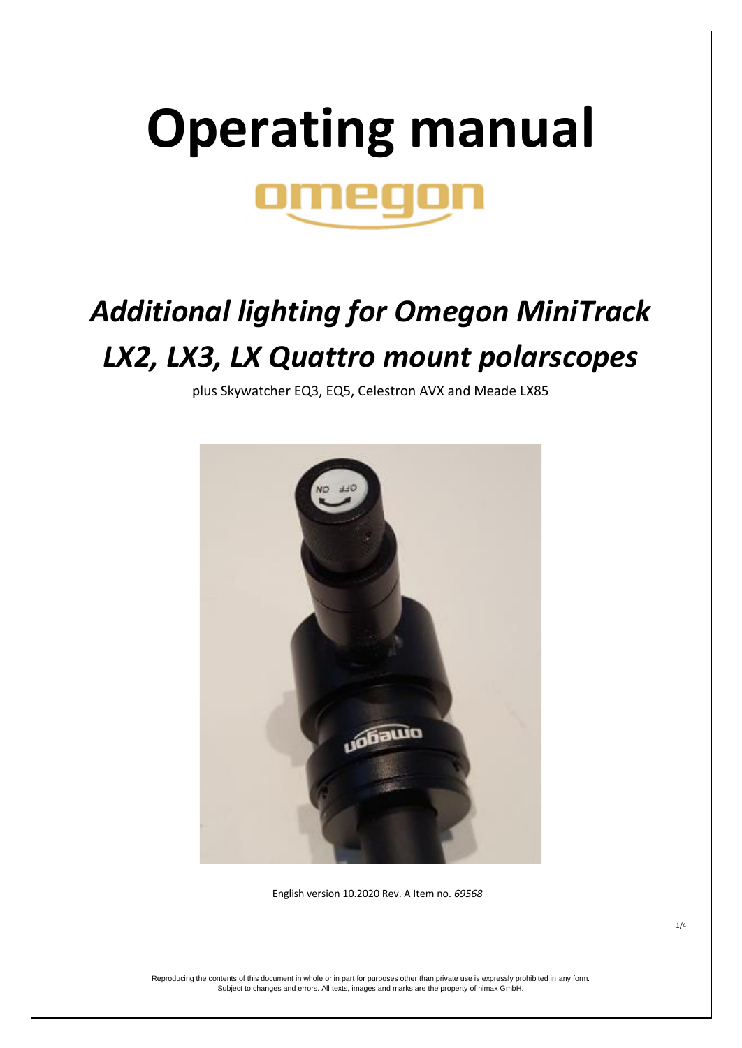# Operating manual

omegon

## *Additional lighting for Omegon MiniTrack LX2, LX3, LX Quattro mount polarscopes*

plus Skywatcher EQ3, EQ5, Celestron AVX and Meade LX85

English version 10.2020 Rev. A Item no. *69568*

Reproducing the contents of this document in whole or in part for purposes other than private use is expressly prohibited in any form. Subject to changes and errors. All texts, images and marks are the property of nimax GmbH.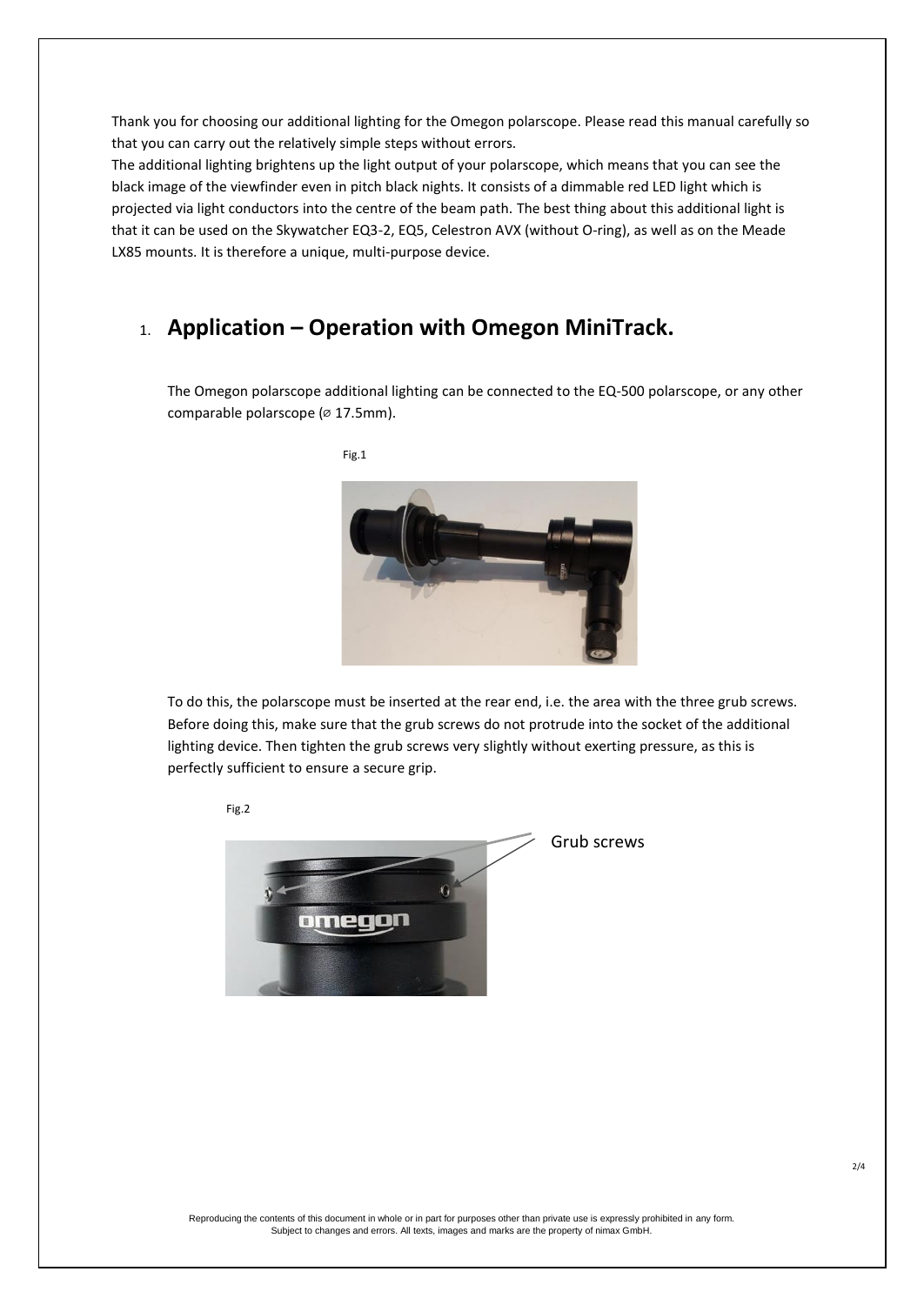Thank you for choosing our additional lighting for the Omegon polarscope. Please read this manual carefully so that you can carry out the relatively simple steps without errors.

The additional lighting brightens up the light output of your polarscope, which means that you can see the black image of the viewfinder even in pitch black nights. It consists of a dimmable red LED light which is projected via light conductors into the centre of the beam path. The best thing about this additional light is that it can be used on the Skywatcher EQ3-2, EQ5, Celestron AVX (without O-ring), as well as on the Meade LX85 mounts. It is therefore a unique, multi-purpose device.

## 1. Application – Operation with Omegon MiniTrack.

The Omegon polarscope additional lighting can be connected to the EQ-500 polarscope, or any other comparable polarscope (⌀ 17.5mm).

Fig.1

To do this, the polarscope must be inserted at the rear end, i.e. the area with the three grub screws. Before doing this, make sure that the grub screws do not protrude into the socket of the additional lighting device. Then tighten the grub screws very slightly without exerting pressure, as this is perfectly sufficient to ensure a secure grip.

Fig.2

Grub screws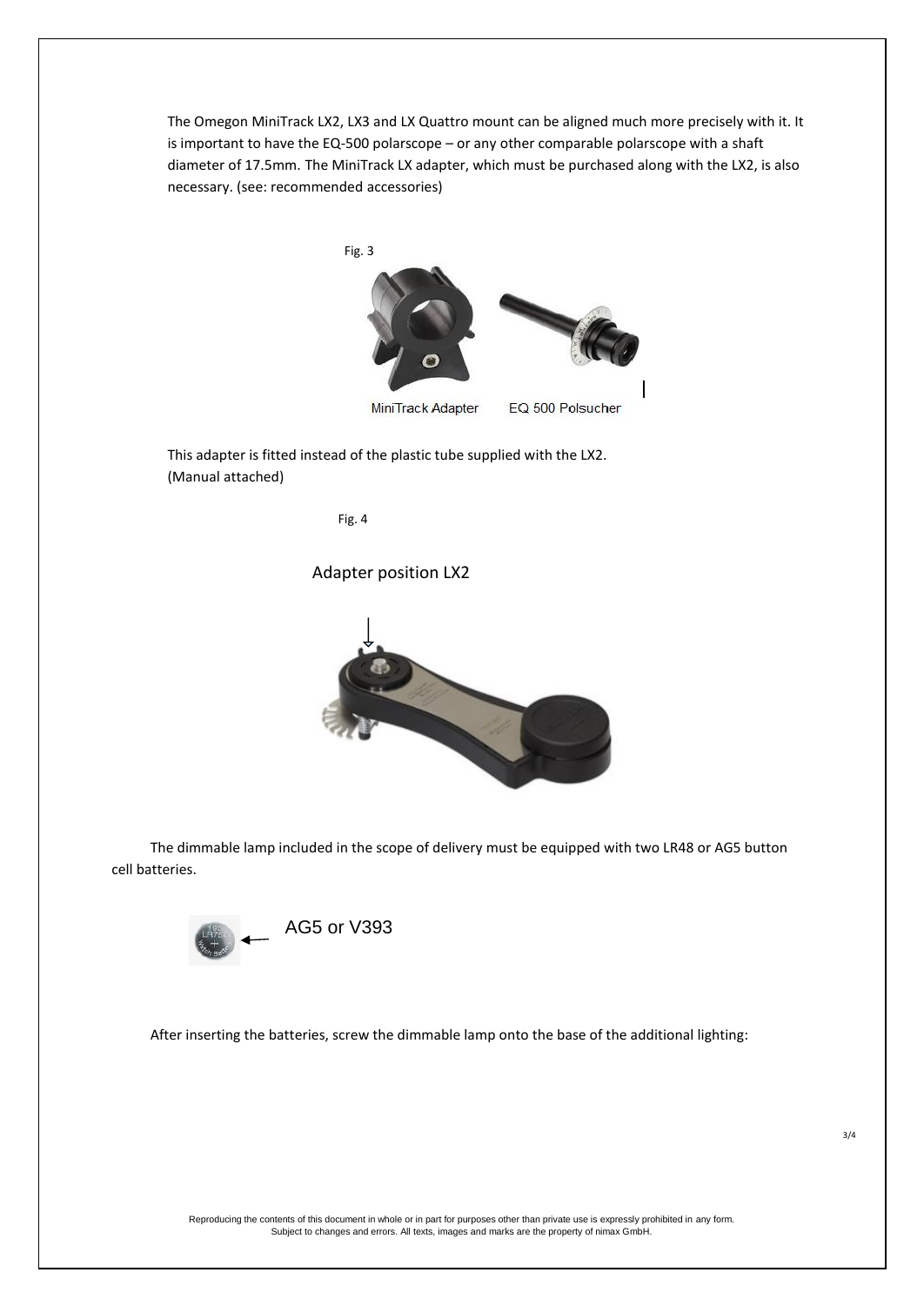The Omegon MiniTrack LX2, LX3 and LX Quattro mount can be aligned much more precisely with it. It is important to have the EQ-500 polarscope – or any other comparable polarscope with a shaft diameter of 17.5mm. The MiniTrack LX adapter, which must be purchased along with the LX2, is also necessary. (see: recommended accessories)

Fig. 3

MiniTrack Adapter    EQ 500 Polsucher

This adapter is fitted instead of the plastic tube supplied with the LX2.
(Manual attached)

Fig. 4

Adapter position LX2

The dimmable lamp included in the scope of delivery must be equipped with two LR48 or AG5 button cell batteries.

AG5 or V393

After inserting the batteries, screw the dimmable lamp onto the base of the additional lighting:

Reproducing the contents of this document in whole or in part for purposes other than private use is expressly prohibited in any form.
Subject to changes and errors. All texts, images and marks are the property of nimax GmbH.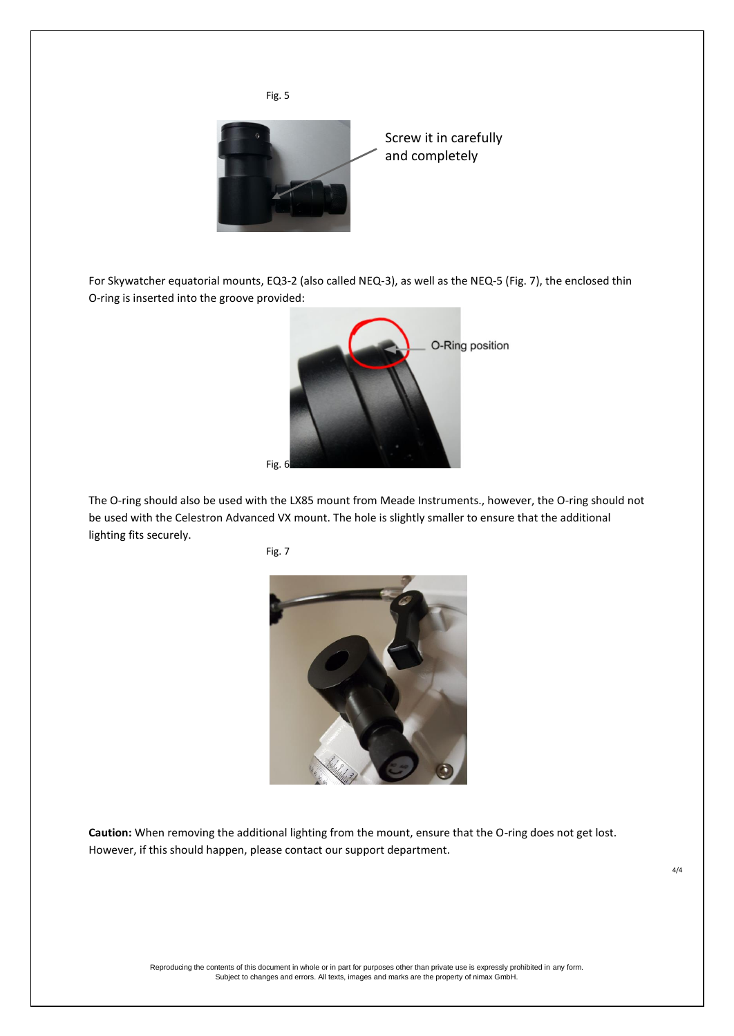Fig. 5

Screw it in carefully and completely

For Skywatcher equatorial mounts, EQ3-2 (also called NEQ-3), as well as the NEQ-5 (Fig. 7), the enclosed thin O-ring is inserted into the groove provided:

O-Ring position

Fig. 6

The O-ring should also be used with the LX85 mount from Meade Instruments., however, the O-ring should not be used with the Celestron Advanced VX mount. The hole is slightly smaller to ensure that the additional lighting fits securely.

Fig. 7

**Caution:** When removing the additional lighting from the mount, ensure that the O-ring does not get lost. However, if this should happen, please contact our support department.

Reproducing the contents of this document in whole or in part for purposes other than private use is expressly prohibited in any form.
Subject to changes and errors. All texts, images and marks are the property of nimax GmbH.